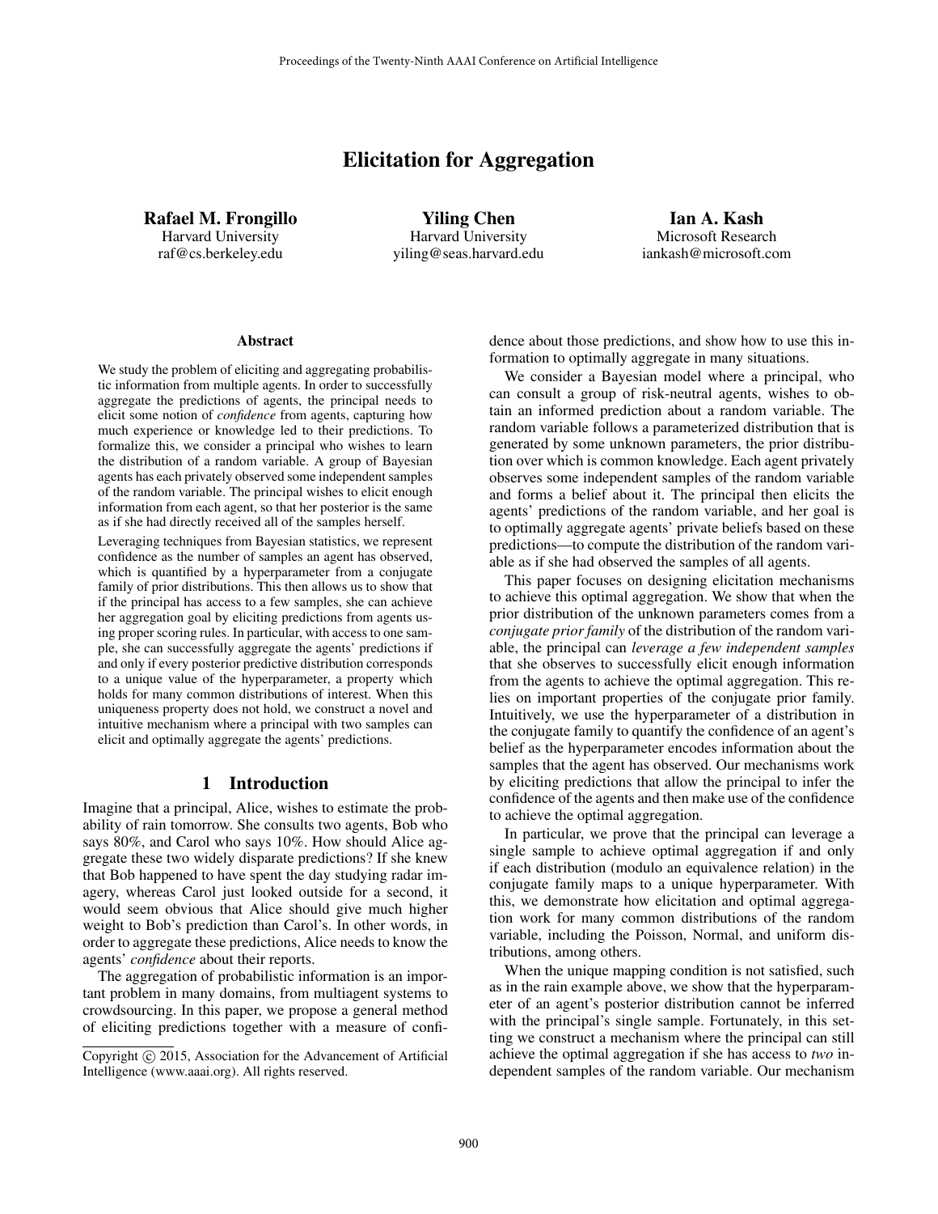# Elicitation for Aggregation

**Rafael M. Frongillo**
Harvard University
raf@cs.berkeley.edu

**Yiling Chen**
Harvard University
yiling@seas.harvard.edu

**Ian A. Kash**
Microsoft Research
iankash@microsoft.com

## Abstract

We study the problem of eliciting and aggregating probabilistic information from multiple agents. In order to successfully aggregate the predictions of agents, the principal needs to elicit some notion of *confidence* from agents, capturing how much experience or knowledge led to their predictions. To formalize this, we consider a principal who wishes to learn the distribution of a random variable. A group of Bayesian agents has each privately observed some independent samples of the random variable. The principal wishes to elicit enough information from each agent, so that her posterior is the same as if she had directly received all of the samples herself.

Leveraging techniques from Bayesian statistics, we represent confidence as the number of samples an agent has observed, which is quantified by a hyperparameter from a conjugate family of prior distributions. This then allows us to show that if the principal has access to a few samples, she can achieve her aggregation goal by eliciting predictions from agents using proper scoring rules. In particular, with access to one sample, she can successfully aggregate the agents' predictions if and only if every posterior predictive distribution corresponds to a unique value of the hyperparameter, a property which holds for many common distributions of interest. When this uniqueness property does not hold, we construct a novel and intuitive mechanism where a principal with two samples can elicit and optimally aggregate the agents' predictions.

## 1 Introduction

Imagine that a principal, Alice, wishes to estimate the probability of rain tomorrow. She consults two agents, Bob who says 80%, and Carol who says 10%. How should Alice aggregate these two widely disparate predictions? If she knew that Bob happened to have spent the day studying radar imagery, whereas Carol just looked outside for a second, it would seem obvious that Alice should give much higher weight to Bob's prediction than Carol's. In other words, in order to aggregate these predictions, Alice needs to know the agents' *confidence* about their reports.

The aggregation of probabilistic information is an important problem in many domains, from multiagent systems to crowdsourcing. In this paper, we propose a general method of eliciting predictions together with a measure of confidence about those predictions, and show how to use this information to optimally aggregate in many situations.

We consider a Bayesian model where a principal, who can consult a group of risk-neutral agents, wishes to obtain an informed prediction about a random variable. The random variable follows a parameterized distribution that is generated by some unknown parameters, the prior distribution over which is common knowledge. Each agent privately observes some independent samples of the random variable and forms a belief about it. The principal then elicits the agents' predictions of the random variable, and her goal is to optimally aggregate agents' private beliefs based on these predictions—to compute the distribution of the random variable as if she had observed the samples of all agents.

This paper focuses on designing elicitation mechanisms to achieve this optimal aggregation. We show that when the prior distribution of the unknown parameters comes from a *conjugate prior family* of the distribution of the random variable, the principal can *leverage a few independent samples* that she observes to successfully elicit enough information from the agents to achieve the optimal aggregation. This relies on important properties of the conjugate prior family. Intuitively, we use the hyperparameter of a distribution in the conjugate family to quantify the confidence of an agent's belief as the hyperparameter encodes information about the samples that the agent has observed. Our mechanisms work by eliciting predictions that allow the principal to infer the confidence of the agents and then make use of the confidence to achieve the optimal aggregation.

In particular, we prove that the principal can leverage a single sample to achieve optimal aggregation if and only if each distribution (modulo an equivalence relation) in the conjugate family maps to a unique hyperparameter. With this, we demonstrate how elicitation and optimal aggregation work for many common distributions of the random variable, including the Poisson, Normal, and uniform distributions, among others.

When the unique mapping condition is not satisfied, such as in the rain example above, we show that the hyperparameter of an agent's posterior distribution cannot be inferred with the principal's single sample. Fortunately, in this setting we construct a mechanism where the principal can still achieve the optimal aggregation if she has access to *two* independent samples of the random variable. Our mechanism

Copyright © 2015, Association for the Advancement of Artificial Intelligence (www.aaai.org). All rights reserved.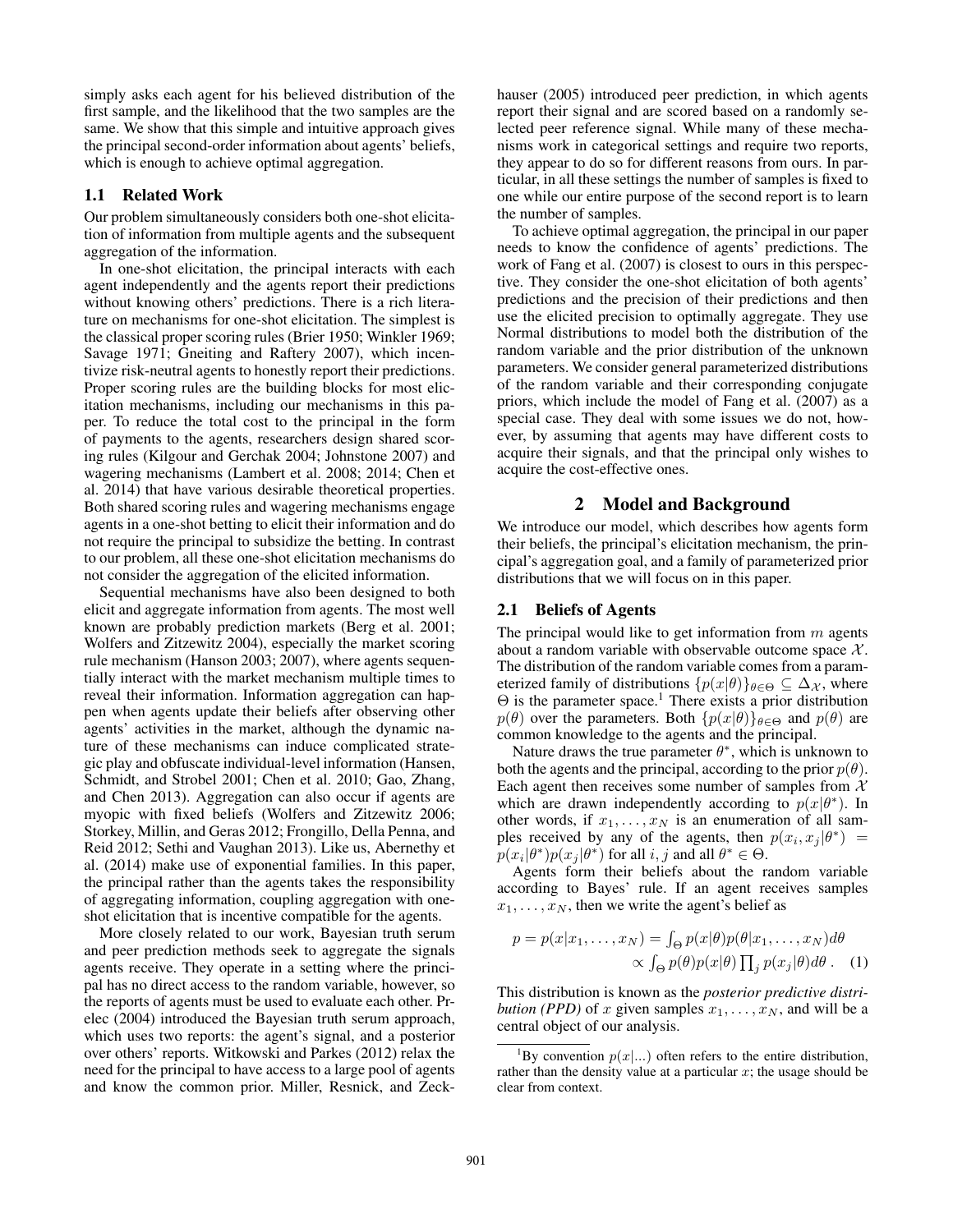simply asks each agent for his believed distribution of the first sample, and the likelihood that the two samples are the same. We show that this simple and intuitive approach gives the principal second-order information about agents' beliefs, which is enough to achieve optimal aggregation.

### 1.1 Related Work

Our problem simultaneously considers both one-shot elicitation of information from multiple agents and the subsequent aggregation of the information.

In one-shot elicitation, the principal interacts with each agent independently and the agents report their predictions without knowing others' predictions. There is a rich literature on mechanisms for one-shot elicitation. The simplest is the classical proper scoring rules (Brier 1950; Winkler 1969; Savage 1971; Gneiting and Raftery 2007), which incentivize risk-neutral agents to honestly report their predictions. Proper scoring rules are the building blocks for most elicitation mechanisms, including our mechanisms in this paper. To reduce the total cost to the principal in the form of payments to the agents, researchers design shared scoring rules (Kilgour and Gerchak 2004; Johnstone 2007) and wagering mechanisms (Lambert et al. 2008; 2014; Chen et al. 2014) that have various desirable theoretical properties. Both shared scoring rules and wagering mechanisms engage agents in a one-shot betting to elicit their information and do not require the principal to subsidize the betting. In contrast to our problem, all these one-shot elicitation mechanisms do not consider the aggregation of the elicited information.

Sequential mechanisms have also been designed to both elicit and aggregate information from agents. The most well known are probably prediction markets (Berg et al. 2001; Wolfers and Zitzewitz 2004), especially the market scoring rule mechanism (Hanson 2003; 2007), where agents sequentially interact with the market mechanism multiple times to reveal their information. Information aggregation can happen when agents update their beliefs after observing other agents' activities in the market, although the dynamic nature of these mechanisms can induce complicated strategic play and obfuscate individual-level information (Hansen, Schmidt, and Strobel 2001; Chen et al. 2010; Gao, Zhang, and Chen 2013). Aggregation can also occur if agents are myopic with fixed beliefs (Wolfers and Zitzewitz 2006; Storkey, Millin, and Geras 2012; Frongillo, Della Penna, and Reid 2012; Sethi and Vaughan 2013). Like us, Abernethy et al. (2014) make use of exponential families. In this paper, the principal rather than the agents takes the responsibility of aggregating information, coupling aggregation with one-shot elicitation that is incentive compatible for the agents.

More closely related to our work, Bayesian truth serum and peer prediction methods seek to aggregate the signals agents receive. They operate in a setting where the principal has no direct access to the random variable, however, so the reports of agents must be used to evaluate each other. Prelec (2004) introduced the Bayesian truth serum approach, which uses two reports: the agent's signal, and a posterior over others' reports. Witkowski and Parkes (2012) relax the need for the principal to have access to a large pool of agents and know the common prior. Miller, Resnick, and Zeckhauser (2005) introduced peer prediction, in which agents report their signal and are scored based on a randomly selected peer reference signal. While many of these mechanisms work in categorical settings and require two reports, they appear to do so for different reasons from ours. In particular, in all these settings the number of samples is fixed to one while our entire purpose of the second report is to learn the number of samples.

To achieve optimal aggregation, the principal in our paper needs to know the confidence of agents' predictions. The work of Fang et al. (2007) is closest to ours in this perspective. They consider the one-shot elicitation of both agents' predictions and the precision of their predictions and then use the elicited precision to optimally aggregate. They use Normal distributions to model both the distribution of the random variable and the prior distribution of the unknown parameters. We consider general parameterized distributions of the random variable and their corresponding conjugate priors, which include the model of Fang et al. (2007) as a special case. They deal with some issues we do not, however, by assuming that agents may have different costs to acquire their signals, and that the principal only wishes to acquire the cost-effective ones.

## 2 Model and Background

We introduce our model, which describes how agents form their beliefs, the principal's elicitation mechanism, the principal's aggregation goal, and a family of parameterized prior distributions that we will focus on in this paper.

### 2.1 Beliefs of Agents

The principal would like to get information from $m$ agents about a random variable with observable outcome space $\mathcal{X}$. The distribution of the random variable comes from a parameterized family of distributions $\{p(x|\theta)\}_{\theta \in \Theta} \subseteq \Delta_{\mathcal{X}}$, where $\Theta$ is the parameter space.[1] There exists a prior distribution $p(\theta)$ over the parameters. Both $\{p(x|\theta)\}_{\theta \in \Theta}$ and $p(\theta)$ are common knowledge to the agents and the principal.

Nature draws the true parameter $\theta^*$, which is unknown to both the agents and the principal, according to the prior $p(\theta)$. Each agent then receives some number of samples from $\mathcal{X}$ which are drawn independently according to $p(x|\theta^*)$. In other words, if $x_1, \ldots, x_N$ is an enumeration of all samples received by any of the agents, then $p(x_i, x_j|\theta^*) = p(x_i|\theta^*)p(x_j|\theta^*)$ for all $i, j$ and all $\theta^* \in \Theta$.

Agents form their beliefs about the random variable according to Bayes' rule. If an agent receives samples $x_1, \ldots, x_N$, then we write the agent's belief as

$$p = p(x|x_1, \ldots, x_N) = \int_\Theta p(x|\theta)p(\theta|x_1, \ldots, x_N)d\theta \propto \int_\Theta p(\theta)p(x|\theta)\prod_j p(x_j|\theta)d\theta \,. \quad (1)$$

This distribution is known as the *posterior predictive distribution (PPD)* of $x$ given samples $x_1, \ldots, x_N$, and will be a central object of our analysis.

[1] By convention $p(x|...)$ often refers to the entire distribution, rather than the density value at a particular $x$; the usage should be clear from context.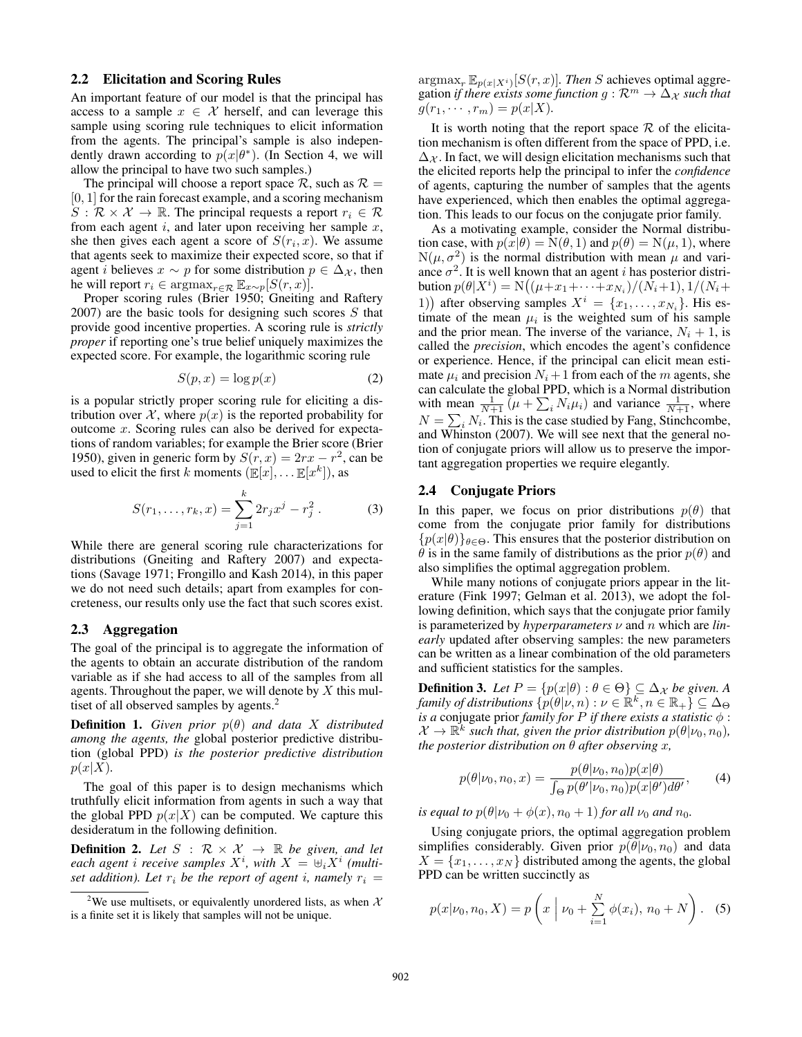## 2.2 Elicitation and Scoring Rules

An important feature of our model is that the principal has access to a sample $x \in \mathcal{X}$ herself, and can leverage this sample using scoring rule techniques to elicit information from the agents. The principal's sample is also independently drawn according to $p(x|\theta^*)$. (In Section 4, we will allow the principal to have two such samples.)

The principal will choose a report space $\mathcal{R}$, such as $\mathcal{R} = [0, 1]$ for the rain forecast example, and a scoring mechanism $S : \mathcal{R} \times \mathcal{X} \to \mathbb{R}$. The principal requests a report $r_i \in \mathcal{R}$ from each agent $i$, and later upon receiving her sample $x$, she then gives each agent a score of $S(r_i, x)$. We assume that agents seek to maximize their expected score, so that if agent $i$ believes $x \sim p$ for some distribution $p \in \Delta_{\mathcal{X}}$, then he will report $r_i \in \operatorname{argmax}_{r \in \mathcal{R}} \mathbb{E}_{x \sim p}[S(r, x)]$.

Proper scoring rules (Brier 1950; Gneiting and Raftery 2007) are the basic tools for designing such scores $S$ that provide good incentive properties. A scoring rule is *strictly proper* if reporting one's true belief uniquely maximizes the expected score. For example, the logarithmic scoring rule

$$S(p, x) = \log p(x) \tag{2}$$

is a popular strictly proper scoring rule for eliciting a distribution over $\mathcal{X}$, where $p(x)$ is the reported probability for outcome $x$. Scoring rules can also be derived for expectations of random variables; for example the Brier score (Brier 1950), given in generic form by $S(r, x) = 2rx - r^2$, can be used to elicit the first $k$ moments ($\mathbb{E}[x], \ldots \mathbb{E}[x^k]$), as

$$S(r_1, \ldots, r_k, x) = \sum_{j=1}^{k} 2r_j x^j - r_j^2 \,. \tag{3}$$

While there are general scoring rule characterizations for distributions (Gneiting and Raftery 2007) and expectations (Savage 1971; Frongillo and Kash 2014), in this paper we do not need such details; apart from examples for concreteness, our results only use the fact that such scores exist.

## 2.3 Aggregation

The goal of the principal is to aggregate the information of the agents to obtain an accurate distribution of the random variable as if she had access to all of the samples from all agents. Throughout the paper, we will denote by $X$ this multiset of all observed samples by agents.[2]

**Definition 1.** *Given prior $p(\theta)$ and data $X$ distributed among the agents, the* global posterior predictive distribution *(global PPD) is the posterior predictive distribution $p(x|X)$.*

The goal of this paper is to design mechanisms which truthfully elicit information from agents in such a way that the global PPD $p(x|X)$ can be computed. We capture this desideratum in the following definition.

**Definition 2.** *Let $S : \mathcal{R} \times \mathcal{X} \to \mathbb{R}$ be given, and let each agent $i$ receive samples $X^i$, with $X = \uplus_i X^i$ (multiset addition). Let $r_i$ be the report of agent $i$, namely $r_i = \operatorname{argmax}_r \mathbb{E}_{p(x|X^i)}[S(r, x)]$. Then $S$ achieves optimal aggregation if there exists some function $g : \mathcal{R}^m \to \Delta_{\mathcal{X}}$ such that $g(r_1, \cdots, r_m) = p(x|X)$.*

It is worth noting that the report space $\mathcal{R}$ of the elicitation mechanism is often different from the space of PPD, i.e. $\Delta_{\mathcal{X}}$. In fact, we will design elicitation mechanisms such that the elicited reports help the principal to infer the *confidence* of agents, capturing the number of samples that the agents have experienced, which then enables the optimal aggregation. This leads to our focus on the conjugate prior family.

As a motivating example, consider the Normal distribution case, with $p(x|\theta) = \mathrm{N}(\theta, 1)$ and $p(\theta) = \mathrm{N}(\mu, 1)$, where $\mathrm{N}(\mu, \sigma^2)$ is the normal distribution with mean $\mu$ and variance $\sigma^2$. It is well known that an agent $i$ has posterior distribution $p(\theta|X^i) = \mathrm{N}\big((\mu + x_1 + \cdots + x_{N_i})/(N_i + 1), 1/(N_i + 1)\big)$ after observing samples $X^i = \{x_1, \ldots, x_{N_i}\}$. His estimate of the mean $\mu_i$ is the weighted sum of his sample and the prior mean. The inverse of the variance, $N_i + 1$, is called the *precision*, which encodes the agent's confidence or experience. Hence, if the principal can elicit mean estimate $\mu_i$ and precision $N_i + 1$ from each of the $m$ agents, she can calculate the global PPD, which is a Normal distribution with mean $\frac{1}{N+1}\left(\mu + \sum_i N_i \mu_i\right)$ and variance $\frac{1}{N+1}$, where $N = \sum_i N_i$. This is the case studied by Fang, Stinchcombe, and Whinston (2007). We will see next that the general notion of conjugate priors will allow us to preserve the important aggregation properties we require elegantly.

## 2.4 Conjugate Priors

In this paper, we focus on prior distributions $p(\theta)$ that come from the conjugate prior family for distributions $\{p(x|\theta)\}_{\theta \in \Theta}$. This ensures that the posterior distribution on $\theta$ is in the same family of distributions as the prior $p(\theta)$ and also simplifies the optimal aggregation problem.

While many notions of conjugate priors appear in the literature (Fink 1997; Gelman et al. 2013), we adopt the following definition, which says that the conjugate prior family is parameterized by *hyperparameters* $\nu$ and $n$ which are *linearly* updated after observing samples: the new parameters can be written as a linear combination of the old parameters and sufficient statistics for the samples.

**Definition 3.** *Let $P = \{p(x|\theta) : \theta \in \Theta\} \subseteq \Delta_{\mathcal{X}}$ be given. A family of distributions $\{p(\theta|\nu, n) : \nu \in \mathbb{R}^k, n \in \mathbb{R}_+\} \subseteq \Delta_\Theta$ is a* conjugate prior *family for $P$ if there exists a statistic $\phi : \mathcal{X} \to \mathbb{R}^k$ such that, given the prior distribution $p(\theta|\nu_0, n_0)$, the posterior distribution on $\theta$ after observing $x$,*

$$p(\theta|\nu_0, n_0, x) = \frac{p(\theta|\nu_0, n_0) p(x|\theta)}{\int_\Theta p(\theta'|\nu_0, n_0) p(x|\theta') d\theta'}, \tag{4}$$

*is equal to $p(\theta|\nu_0 + \phi(x), n_0 + 1)$ for all $\nu_0$ and $n_0$.*

Using conjugate priors, the optimal aggregation problem simplifies considerably. Given prior $p(\theta|\nu_0, n_0)$ and data $X = \{x_1, \ldots, x_N\}$ distributed among the agents, the global PPD can be written succinctly as

$$p(x|\nu_0, n_0, X) = p\left(x \;\middle|\; \nu_0 + \sum_{i=1}^{N} \phi(x_i),\, n_0 + N\right). \tag{5}$$

[2] We use multisets, or equivalently unordered lists, as when $\mathcal{X}$ is a finite set it is likely that samples will not be unique.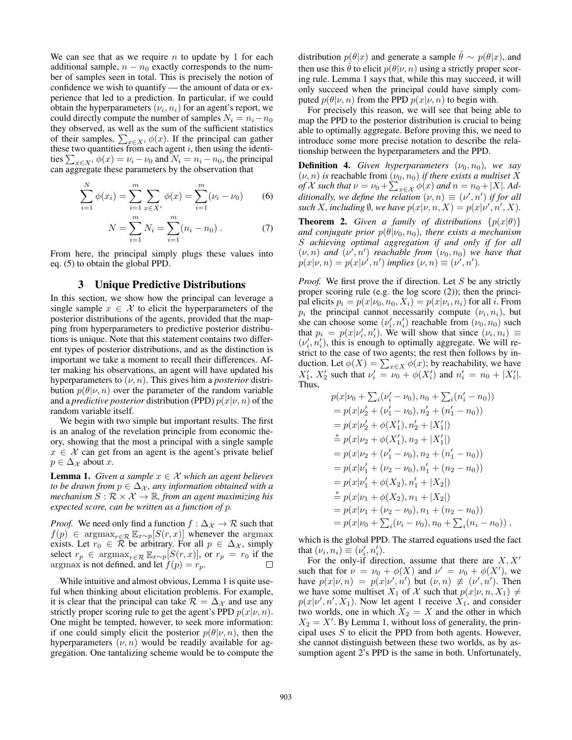We can see that as we require $n$ to update by 1 for each additional sample, $n - n_0$ exactly corresponds to the number of samples seen in total. This is precisely the notion of confidence we wish to quantify — the amount of data or experience that led to a prediction. In particular, if we could obtain the hyperparameters $(\nu_i, n_i)$ for an agent's report, we could directly compute the number of samples $N_i = n_i - n_0$ they observed, as well as the sum of the sufficient statistics of their samples, $\sum_{x \in X^i} \phi(x)$. If the principal can gather these two quantities from each agent $i$, then using the identities $\sum_{x \in X^i} \phi(x) = \nu_i - \nu_0$ and $N_i = n_i - n_0$, the principal can aggregate these parameters by the observation that

$$\sum_{i=1}^{N} \phi(x_i) = \sum_{i=1}^{m} \sum_{x \in X^i} \phi(x) = \sum_{i=1}^{m} (\nu_i - \nu_0) \tag{6}$$

$$N = \sum_{i=1}^{m} N_i = \sum_{i=1}^{m} (n_i - n_0) \,. \tag{7}$$

From here, the principal simply plugs these values into eq. (5) to obtain the global PPD.

## 3 Unique Predictive Distributions

In this section, we show how the principal can leverage a single sample $x \in \mathcal{X}$ to elicit the hyperparameters of the posterior distributions of the agents, provided that the mapping from hyperparameters to predictive posterior distributions is unique. Note that this statement contains two different types of posterior distributions, and as the distinction is important we take a moment to recall their differences. After making his observations, an agent will have updated his hyperparameters to $(\nu, n)$. This gives him a *posterior* distribution $p(\theta|\nu, n)$ over the parameter of the random variable and a *predictive posterior* distribution (PPD) $p(x|\nu, n)$ of the random variable itself.

We begin with two simple but important results. The first is an analog of the revelation principle from economic theory, showing that the most a principal with a single sample $x \in \mathcal{X}$ can get from an agent is the agent's private belief $p \in \Delta_{\mathcal{X}}$ about $x$.

**Lemma 1.** *Given a sample $x \in \mathcal{X}$ which an agent believes to be drawn from $p \in \Delta_{\mathcal{X}}$, any information obtained with a mechanism $S : \mathcal{R} \times \mathcal{X} \to \mathbb{R}$, from an agent maximizing his expected score, can be written as a function of $p$.*

*Proof.* We need only find a function $f : \Delta_{\mathcal{X}} \to \mathcal{R}$ such that $f(p) \in \operatorname{argmax}_{r \in \mathcal{R}} \mathbb{E}_{x \sim p}[S(r, x)]$ whenever the argmax exists. Let $r_0 \in \mathcal{R}$ be arbitrary. For all $p \in \Delta_{\mathcal{X}}$, simply select $r_p \in \operatorname{argmax}_{r \in \mathcal{R}} \mathbb{E}_{x \sim p}[S(r, x)]$, or $r_p = r_0$ if the argmax is not defined, and let $f(p) = r_p$. □

While intuitive and almost obvious, Lemma 1 is quite useful when thinking about elicitation problems. For example, it is clear that the principal can take $\mathcal{R} = \Delta_{\mathcal{X}}$ and use any strictly proper scoring rule to get the agent's PPD $p(x|\nu, n)$. One might be tempted, however, to seek more information: if one could simply elicit the posterior $p(\theta|\nu, n)$, then the hyperparameters $(\nu, n)$ would be readily available for aggregation. One tantalizing scheme would be to compute the distribution $p(\theta|x)$ and generate a sample $\hat{\theta} \sim p(\theta|x)$, and then use this $\hat{\theta}$ to elicit $p(\theta|\nu, n)$ using a strictly proper scoring rule. Lemma 1 says that, while this may succeed, it will only succeed when the principal could have simply computed $p(\theta|\nu, n)$ from the PPD $p(x|\nu, n)$ to begin with.

For precisely this reason, we will see that being able to map the PPD to the posterior distribution is crucial to being able to optimally aggregate. Before proving this, we need to introduce some more precise notation to describe the relationship between the hyperparameters and the PPD.

**Definition 4.** *Given hyperparameters $(\nu_0, n_0)$, we say $(\nu, n)$ is* reachable *from $(\nu_0, n_0)$ if there exists a multiset $X$ of $\mathcal{X}$ such that $\nu = \nu_0 + \sum_{x \in \mathcal{X}} \phi(x)$ and $n = n_0 + |X|$. Additionally, we define the relation $(\nu, n) \equiv (\nu', n')$ if for all such $X$, including $\emptyset$, we have $p(x|\nu, n, X) = p(x|\nu', n', X)$.*

**Theorem 2.** *Given a family of distributions $\{p(x|\theta)\}$ and conjugate prior $p(\theta|\nu_0, n_0)$, there exists a mechanism $S$ achieving optimal aggregation if and only if for all $(\nu, n)$ and $(\nu', n')$ reachable from $(\nu_0, n_0)$ we have that $p(x|\nu, n) = p(x|\nu', n')$ implies $(\nu, n) \equiv (\nu', n')$.*

*Proof.* We first prove the if direction. Let $S$ be any strictly proper scoring rule (e.g. the log score (2)); then the principal elicits $p_i = p(x|\nu_0, n_0, X_i) = p(x|\nu_i, n_i)$ for all $i$. From $p_i$ the principal cannot necessarily compute $(\nu_i, n_i)$, but she can choose some $(\nu_i', n_i')$ reachable from $(\nu_0, n_0)$ such that $p_i = p(x|\nu_i', n_i')$. We will show that since $(\nu_i, n_i) \equiv (\nu_i', n_i')$, this is enough to optimally aggregate. We will restrict to the case of two agents; the rest then follows by induction. Let $\phi(X) = \sum_{x \in X} \phi(x)$; by reachability, we have $X_1'$, $X_2'$ such that $\nu_i' = \nu_0 + \phi(X_i')$ and $n_i' = n_0 + |X_i'|$. Thus,

$$\begin{aligned}
&p(x|\nu_0 + \textstyle\sum_i (\nu_i' - \nu_0), n_0 + \textstyle\sum_i (n_i' - n_0)) \\
&= p(x|\nu_2' + (\nu_1' - \nu_0), n_2' + (n_1' - n_0)) \\
&= p(x|\nu_2' + \phi(X_1'), n_2' + |X_1'|) \\
&\overset{*}{=} p(x|\nu_2 + \phi(X_1'), n_2 + |X_1'|) \\
&= p(x|\nu_2 + (\nu_1' - \nu_0), n_2 + (n_1' - n_0)) \\
&= p(x|\nu_1' + (\nu_2 - \nu_0), n_1' + (n_2 - n_0)) \\
&= p(x|\nu_1' + \phi(X_2), n_1' + |X_2|) \\
&\overset{*}{=} p(x|\nu_1 + \phi(X_2), n_1 + |X_2|) \\
&= p(x|\nu_1 + (\nu_2 - \nu_0), n_1 + (n_2 - n_0)) \\
&= p(x|\nu_0 + \textstyle\sum_i (\nu_i - \nu_0), n_0 + \textstyle\sum_i (n_i - n_0)) \,,
\end{aligned}$$

which is the global PPD. The starred equations used the fact that $(\nu_i, n_i) \equiv (\nu_i', n_i')$.

For the only-if direction, assume that there are $X, X'$ such that for $\nu = \nu_0 + \phi(X)$ and $\nu' = \nu_0 + \phi(X')$, we have $p(x|\nu, n) = p(x|\nu', n')$ but $(\nu, n) \not\equiv (\nu', n')$. Then we have some multiset $X_1$ of $\mathcal{X}$ such that $p(x|\nu, n, X_1) \neq p(x|\nu', n', X_1)$. Now let agent 1 receive $X_1$, and consider two worlds, one in which $X_2 = X$ and the other in which $X_2 = X'$. By Lemma 1, without loss of generality, the principal uses $S$ to elicit the PPD from both agents. However, she cannot distinguish between these two worlds, as by assumption agent 2's PPD is the same in both. Unfortunately,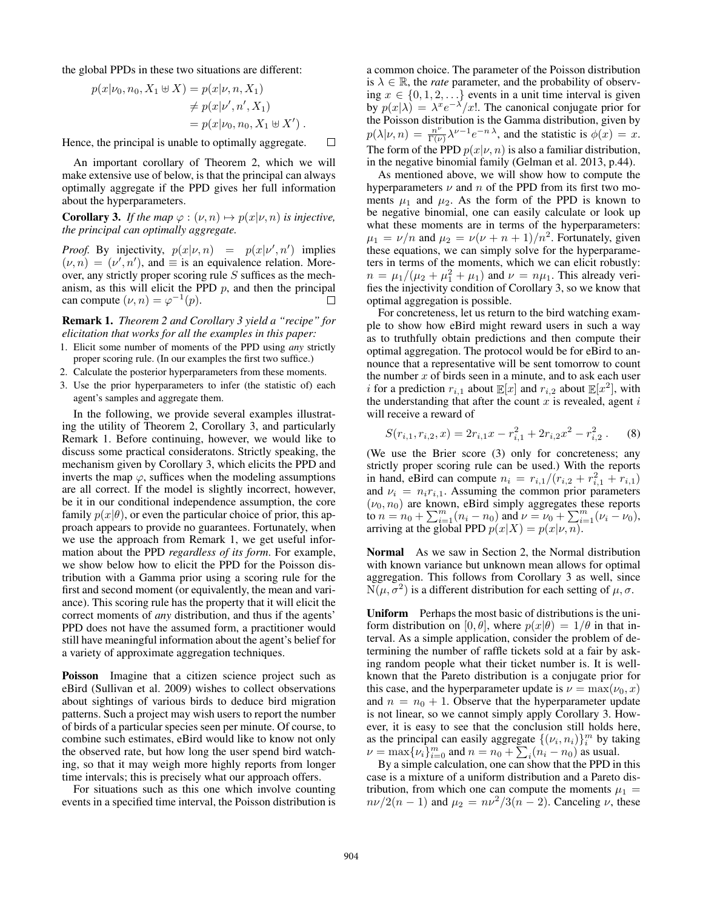the global PPDs in these two situations are different:

$$
\begin{aligned}
p(x|\nu_0, n_0, X_1 \uplus X) &= p(x|\nu, n, X_1) \\
&\neq p(x|\nu', n', X_1) \\
&= p(x|\nu_0, n_0, X_1 \uplus X') .
\end{aligned}
$$

Hence, the principal is unable to optimally aggregate. □

An important corollary of Theorem 2, which we will make extensive use of below, is that the principal can always optimally aggregate if the PPD gives her full information about the hyperparameters.

**Corollary 3.** *If the map $\varphi : (\nu, n) \mapsto p(x|\nu, n)$ is injective, the principal can optimally aggregate.*

*Proof.* By injectivity, $p(x|\nu, n) = p(x|\nu', n')$ implies $(\nu, n) = (\nu', n')$, and $\equiv$ is an equivalence relation. Moreover, any strictly proper scoring rule $S$ suffices as the mechanism, as this will elicit the PPD $p$, and then the principal can compute $(\nu, n) = \varphi^{-1}(p)$. □

**Remark 1.** *Theorem 2 and Corollary 3 yield a "recipe" for elicitation that works for all the examples in this paper:*

1. Elicit some number of moments of the PPD using *any* strictly proper scoring rule. (In our examples the first two suffice.)
2. Calculate the posterior hyperparameters from these moments.
3. Use the prior hyperparameters to infer (the statistic of) each agent's samples and aggregate them.

In the following, we provide several examples illustrating the utility of Theorem 2, Corollary 3, and particularly Remark 1. Before continuing, however, we would like to discuss some practical consideratons. Strictly speaking, the mechanism given by Corollary 3, which elicits the PPD and inverts the map $\varphi$, suffices when the modeling assumptions are all correct. If the model is slightly incorrect, however, be it in our conditional independence assumption, the core family $p(x|\theta)$, or even the particular choice of prior, this approach appears to provide no guarantees. Fortunately, when we use the approach from Remark 1, we get useful information about the PPD *regardless of its form*. For example, we show below how to elicit the PPD for the Poisson distribution with a Gamma prior using a scoring rule for the first and second moment (or equivalently, the mean and variance). This scoring rule has the property that it will elicit the correct moments of *any* distribution, and thus if the agents' PPD does not have the assumed form, a practitioner would still have meaningful information about the agent's belief for a variety of approximate aggregation techniques.

**Poisson** Imagine that a citizen science project such as eBird (Sullivan et al. 2009) wishes to collect observations about sightings of various birds to deduce bird migration patterns. Such a project may wish users to report the number of birds of a particular species seen per minute. Of course, to combine such estimates, eBird would like to know not only the observed rate, but how long the user spend bird watching, so that it may weigh more highly reports from longer time intervals; this is precisely what our approach offers.

For situations such as this one which involve counting events in a specified time interval, the Poisson distribution is a common choice. The parameter of the Poisson distribution is $\lambda \in \mathbb{R}$, the *rate* parameter, and the probability of observing $x \in \{0, 1, 2, \ldots\}$ events in a unit time interval is given by $p(x|\lambda) = \lambda^x e^{-\lambda}/x!$. The canonical conjugate prior for the Poisson distribution is the Gamma distribution, given by $p(\lambda|\nu, n) = \frac{n^\nu}{\Gamma(\nu)} \lambda^{\nu-1} e^{-n\lambda}$, and the statistic is $\phi(x) = x$. The form of the PPD $p(x|\nu, n)$ is also a familiar distribution, in the negative binomial family (Gelman et al. 2013, p.44).

As mentioned above, we will show how to compute the hyperparameters $\nu$ and $n$ of the PPD from its first two moments $\mu_1$ and $\mu_2$. As the form of the PPD is known to be negative binomial, one can easily calculate or look up what these moments are in terms of the hyperparameters: $\mu_1 = \nu/n$ and $\mu_2 = \nu(\nu + n + 1)/n^2$. Fortunately, given these equations, we can simply solve for the hyperparameters in terms of the moments, which we can elicit robustly: $n = \mu_1/(\mu_2 + \mu_1^2 + \mu_1)$ and $\nu = n\mu_1$. This already verifies the injectivity condition of Corollary 3, so we know that optimal aggregation is possible.

For concreteness, let us return to the bird watching example to show how eBird might reward users in such a way as to truthfully obtain predictions and then compute their optimal aggregation. The protocol would be for eBird to announce that a representative will be sent tomorrow to count the number $x$ of birds seen in a minute, and to ask each user $i$ for a prediction $r_{i,1}$ about $\mathbb{E}[x]$ and $r_{i,2}$ about $\mathbb{E}[x^2]$, with the understanding that after the count $x$ is revealed, agent $i$ will receive a reward of

$$
S(r_{i,1}, r_{i,2}, x) = 2r_{i,1}x - r_{i,1}^2 + 2r_{i,2}x^2 - r_{i,2}^2 . \qquad (8)
$$

(We use the Brier score (3) only for concreteness; any strictly proper scoring rule can be used.) With the reports in hand, eBird can compute $n_i = r_{i,1}/(r_{i,2} + r_{i,1}^2 + r_{i,1})$ and $\nu_i = n_i r_{i,1}$. Assuming the common prior parameters $(\nu_0, n_0)$ are known, eBird simply aggregates these reports to $n = n_0 + \sum_{i=1}^m (n_i - n_0)$ and $\nu = \nu_0 + \sum_{i=1}^m (\nu_i - \nu_0)$, arriving at the global PPD $p(x|X) = p(x|\nu, n)$.

**Normal** As we saw in Section 2, the Normal distribution with known variance but unknown mean allows for optimal aggregation. This follows from Corollary 3 as well, since $\mathrm{N}(\mu, \sigma^2)$ is a different distribution for each setting of $\mu, \sigma$.

**Uniform** Perhaps the most basic of distributions is the uniform distribution on $[0, \theta]$, where $p(x|\theta) = 1/\theta$ in that interval. As a simple application, consider the problem of determining the number of raffle tickets sold at a fair by asking random people what their ticket number is. It is well-known that the Pareto distribution is a conjugate prior for this case, and the hyperparameter update is $\nu = \max(\nu_0, x)$ and $n = n_0 + 1$. Observe that the hyperparameter update is not linear, so we cannot simply apply Corollary 3. However, it is easy to see that the conclusion still holds here, as the principal can easily aggregate $\{(\nu_i, n_i)\}_i^m$ by taking $\nu = \max\{\nu_i\}_{i=0}^m$ and $n = n_0 + \sum_i (n_i - n_0)$ as usual.

By a simple calculation, one can show that the PPD in this case is a mixture of a uniform distribution and a Pareto distribution, from which one can compute the moments $\mu_1 = n\nu/2(n-1)$ and $\mu_2 = n\nu^2/3(n-2)$. Canceling $\nu$, these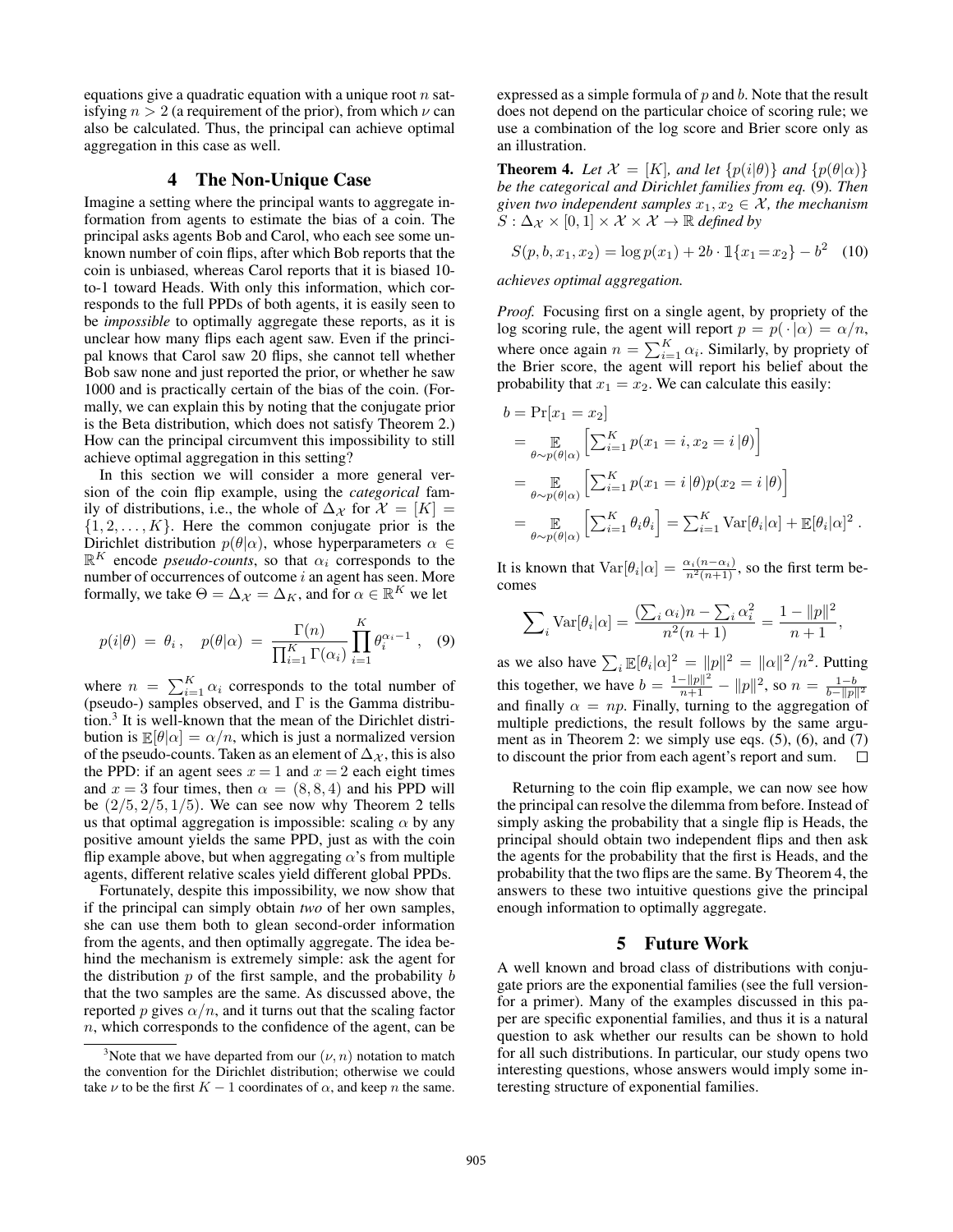equations give a quadratic equation with a unique root $n$ satisfying $n > 2$ (a requirement of the prior), from which $\nu$ can also be calculated. Thus, the principal can achieve optimal aggregation in this case as well.

## 4 The Non-Unique Case

Imagine a setting where the principal wants to aggregate information from agents to estimate the bias of a coin. The principal asks agents Bob and Carol, who each see some unknown number of coin flips, after which Bob reports that the coin is unbiased, whereas Carol reports that it is biased 10-to-1 toward Heads. With only this information, which corresponds to the full PPDs of both agents, it is easily seen to be *impossible* to optimally aggregate these reports, as it is unclear how many flips each agent saw. Even if the principal knows that Carol saw 20 flips, she cannot tell whether Bob saw none and just reported the prior, or whether he saw 1000 and is practically certain of the bias of the coin. (Formally, we can explain this by noting that the conjugate prior is the Beta distribution, which does not satisfy Theorem 2.) How can the principal circumvent this impossibility to still achieve optimal aggregation in this setting?

In this section we will consider a more general version of the coin flip example, using the *categorical* family of distributions, i.e., the whole of $\Delta_{\mathcal{X}}$ for $\mathcal{X} = [K] = \{1, 2, \ldots, K\}$. Here the common conjugate prior is the Dirichlet distribution $p(\theta|\alpha)$, whose hyperparameters $\alpha \in \mathbb{R}^K$ encode *pseudo-counts*, so that $\alpha_i$ corresponds to the number of occurrences of outcome $i$ an agent has seen. More formally, we take $\Theta = \Delta_{\mathcal{X}} = \Delta_K$, and for $\alpha \in \mathbb{R}^K$ we let

$$p(i|\theta) \;=\; \theta_i\,, \quad p(\theta|\alpha) \;=\; \frac{\Gamma(n)}{\prod_{i=1}^{K} \Gamma(\alpha_i)} \prod_{i=1}^{K} \theta_i^{\alpha_i - 1}\;, \quad (9)$$

where $n = \sum_{i=1}^{K} \alpha_i$ corresponds to the total number of (pseudo-) samples observed, and $\Gamma$ is the Gamma distribution.[3] It is well-known that the mean of the Dirichlet distribution is $\mathbb{E}[\theta|\alpha] = \alpha/n$, which is just a normalized version of the pseudo-counts. Taken as an element of $\Delta_{\mathcal{X}}$, this is also the PPD: if an agent sees $x = 1$ and $x = 2$ each eight times and $x = 3$ four times, then $\alpha = (8, 8, 4)$ and his PPD will be $(2/5, 2/5, 1/5)$. We can see now why Theorem 2 tells us that optimal aggregation is impossible: scaling $\alpha$ by any positive amount yields the same PPD, just as with the coin flip example above, but when aggregating $\alpha$'s from multiple agents, different relative scales yield different global PPDs.

Fortunately, despite this impossibility, we now show that if the principal can simply obtain *two* of her own samples, she can use them both to glean second-order information from the agents, and then optimally aggregate. The idea behind the mechanism is extremely simple: ask the agent for the distribution $p$ of the first sample, and the probability $b$ that the two samples are the same. As discussed above, the reported $p$ gives $\alpha/n$, and it turns out that the scaling factor $n$, which corresponds to the confidence of the agent, can be expressed as a simple formula of $p$ and $b$. Note that the result does not depend on the particular choice of scoring rule; we use a combination of the log score and Brier score only as an illustration.

**Theorem 4.** *Let $\mathcal{X} = [K]$, and let $\{p(i|\theta)\}$ and $\{p(\theta|\alpha)\}$ be the categorical and Dirichlet families from eq. (9). Then given two independent samples $x_1, x_2 \in \mathcal{X}$, the mechanism $S : \Delta_{\mathcal{X}} \times [0, 1] \times \mathcal{X} \times \mathcal{X} \to \mathbb{R}$ defined by*

$$S(p, b, x_1, x_2) = \log p(x_1) + 2b \cdot \mathbb{1}\{x_1 = x_2\} - b^2 \quad (10)$$

*achieves optimal aggregation.*

*Proof.* Focusing first on a single agent, by propriety of the log scoring rule, the agent will report $p = p(\cdot|\alpha) = \alpha/n$, where once again $n = \sum_{i=1}^{K} \alpha_i$. Similarly, by propriety of the Brier score, the agent will report his belief about the probability that $x_1 = x_2$. We can calculate this easily:

$$\begin{aligned}
b &= \Pr[x_1 = x_2] \\
&= \mathop{\mathbb{E}}_{\theta \sim p(\theta|\alpha)} \left[ \textstyle\sum_{i=1}^{K} p(x_1 = i, x_2 = i\,|\theta) \right] \\
&= \mathop{\mathbb{E}}_{\theta \sim p(\theta|\alpha)} \left[ \textstyle\sum_{i=1}^{K} p(x_1 = i\,|\theta) p(x_2 = i\,|\theta) \right] \\
&= \mathop{\mathbb{E}}_{\theta \sim p(\theta|\alpha)} \left[ \textstyle\sum_{i=1}^{K} \theta_i \theta_i \right] = \textstyle\sum_{i=1}^{K} \mathrm{Var}[\theta_i|\alpha] + \mathbb{E}[\theta_i|\alpha]^2\,.
\end{aligned}$$

It is known that $\mathrm{Var}[\theta_i|\alpha] = \frac{\alpha_i(n - \alpha_i)}{n^2(n+1)}$, so the first term becomes

$$\sum_i \mathrm{Var}[\theta_i|\alpha] = \frac{(\sum_i \alpha_i)n - \sum_i \alpha_i^2}{n^2(n+1)} = \frac{1 - \|p\|^2}{n+1},$$

as we also have $\sum_i \mathbb{E}[\theta_i|\alpha]^2 = \|p\|^2 = \|\alpha\|^2/n^2$. Putting this together, we have $b = \frac{1 - \|p\|^2}{n+1} - \|p\|^2$, so $n = \frac{1-b}{b - \|p\|^2}$ and finally $\alpha = np$. Finally, turning to the aggregation of multiple predictions, the result follows by the same argument as in Theorem 2: we simply use eqs. (5), (6), and (7) to discount the prior from each agent's report and sum. $\square$

Returning to the coin flip example, we can now see how the principal can resolve the dilemma from before. Instead of simply asking the probability that a single flip is Heads, the principal should obtain two independent flips and then ask the agents for the probability that the first is Heads, and the probability that the two flips are the same. By Theorem 4, the answers to these two intuitive questions give the principal enough information to optimally aggregate.

## 5 Future Work

A well known and broad class of distributions with conjugate priors are the exponential families (see the full versionfor a primer). Many of the examples discussed in this paper are specific exponential families, and thus it is a natural question to ask whether our results can be shown to hold for all such distributions. In particular, our study opens two interesting questions, whose answers would imply some interesting structure of exponential families.

---

[3] Note that we have departed from our $(\nu, n)$ notation to match the convention for the Dirichlet distribution; otherwise we could take $\nu$ to be the first $K - 1$ coordinates of $\alpha$, and keep $n$ the same.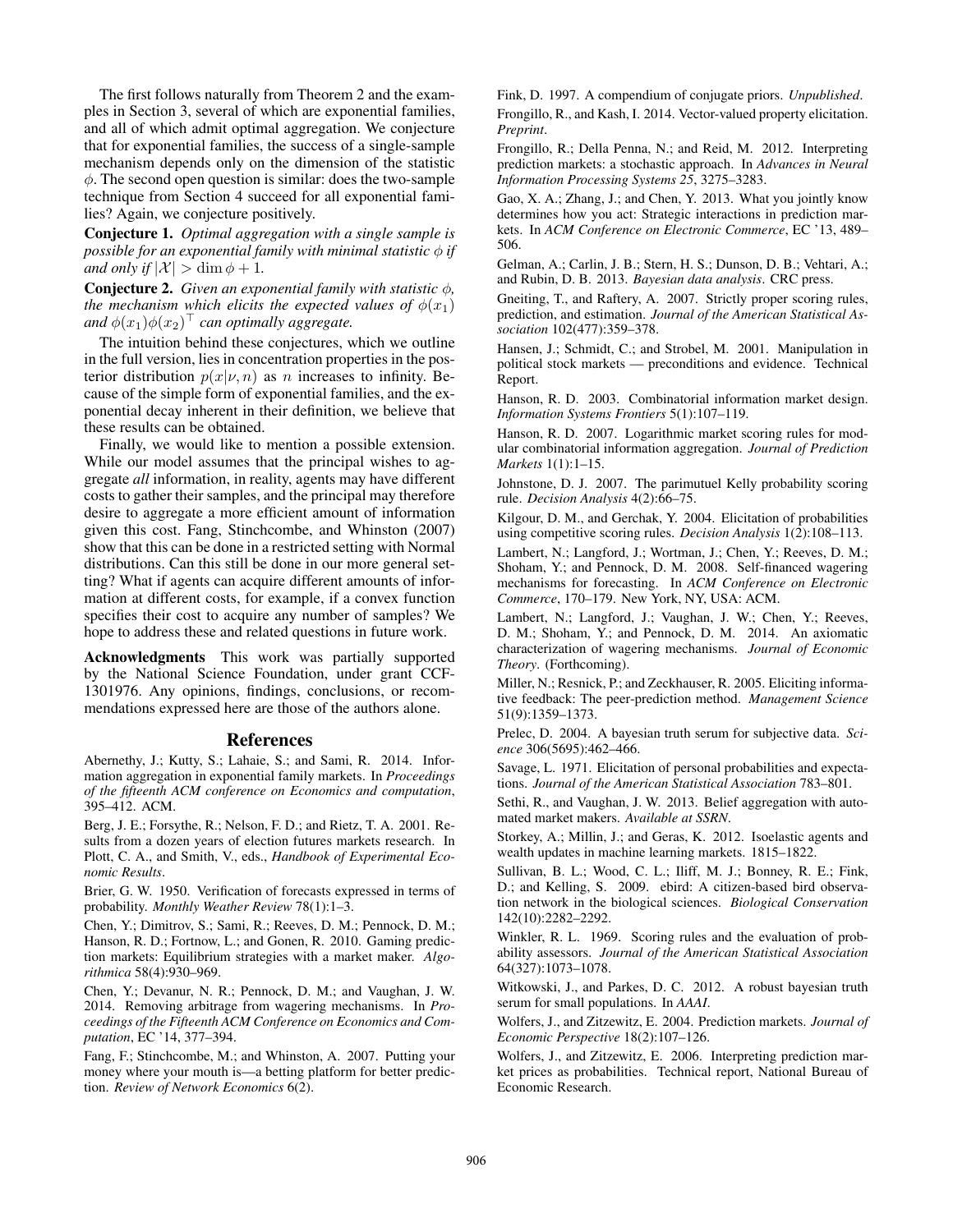The first follows naturally from Theorem 2 and the examples in Section 3, several of which are exponential families, and all of which admit optimal aggregation. We conjecture that for exponential families, the success of a single-sample mechanism depends only on the dimension of the statistic $\phi$. The second open question is similar: does the two-sample technique from Section 4 succeed for all exponential families? Again, we conjecture positively.

**Conjecture 1.** *Optimal aggregation with a single sample is possible for an exponential family with minimal statistic $\phi$ if and only if $|\mathcal{X}| > \dim \phi + 1$.*

**Conjecture 2.** *Given an exponential family with statistic $\phi$, the mechanism which elicits the expected values of $\phi(x_1)$ and $\phi(x_1)\phi(x_2)^\top$ can optimally aggregate.*

The intuition behind these conjectures, which we outline in the full version, lies in concentration properties in the posterior distribution $p(x|\nu, n)$ as $n$ increases to infinity. Because of the simple form of exponential families, and the exponential decay inherent in their definition, we believe that these results can be obtained.

Finally, we would like to mention a possible extension. While our model assumes that the principal wishes to aggregate *all* information, in reality, agents may have different costs to gather their samples, and the principal may therefore desire to aggregate a more efficient amount of information given this cost. Fang, Stinchcombe, and Whinston (2007) show that this can be done in a restricted setting with Normal distributions. Can this still be done in our more general setting? What if agents can acquire different amounts of information at different costs, for example, if a convex function specifies their cost to acquire any number of samples? We hope to address these and related questions in future work.

**Acknowledgments** This work was partially supported by the National Science Foundation, under grant CCF-1301976. Any opinions, findings, conclusions, or recommendations expressed here are those of the authors alone.

## References

Abernethy, J.; Kutty, S.; Lahaie, S.; and Sami, R. 2014. Information aggregation in exponential family markets. In *Proceedings of the fifteenth ACM conference on Economics and computation*, 395–412. ACM.

Berg, J. E.; Forsythe, R.; Nelson, F. D.; and Rietz, T. A. 2001. Results from a dozen years of election futures markets research. In Plott, C. A., and Smith, V., eds., *Handbook of Experimental Economic Results*.

Brier, G. W. 1950. Verification of forecasts expressed in terms of probability. *Monthly Weather Review* 78(1):1–3.

Chen, Y.; Dimitrov, S.; Sami, R.; Reeves, D. M.; Pennock, D. M.; Hanson, R. D.; Fortnow, L.; and Gonen, R. 2010. Gaming prediction markets: Equilibrium strategies with a market maker. *Algorithmica* 58(4):930–969.

Chen, Y.; Devanur, N. R.; Pennock, D. M.; and Vaughan, J. W. 2014. Removing arbitrage from wagering mechanisms. In *Proceedings of the Fifteenth ACM Conference on Economics and Computation*, EC '14, 377–394.

Fang, F.; Stinchcombe, M.; and Whinston, A. 2007. Putting your money where your mouth is—a betting platform for better prediction. *Review of Network Economics* 6(2).

Fink, D. 1997. A compendium of conjugate priors. *Unpublished*.

Frongillo, R., and Kash, I. 2014. Vector-valued property elicitation. *Preprint*.

Frongillo, R.; Della Penna, N.; and Reid, M. 2012. Interpreting prediction markets: a stochastic approach. In *Advances in Neural Information Processing Systems 25*, 3275–3283.

Gao, X. A.; Zhang, J.; and Chen, Y. 2013. What you jointly know determines how you act: Strategic interactions in prediction markets. In *ACM Conference on Electronic Commerce*, EC '13, 489–506.

Gelman, A.; Carlin, J. B.; Stern, H. S.; Dunson, D. B.; Vehtari, A.; and Rubin, D. B. 2013. *Bayesian data analysis*. CRC press.

Gneiting, T., and Raftery, A. 2007. Strictly proper scoring rules, prediction, and estimation. *Journal of the American Statistical Association* 102(477):359–378.

Hansen, J.; Schmidt, C.; and Strobel, M. 2001. Manipulation in political stock markets — preconditions and evidence. Technical Report.

Hanson, R. D. 2003. Combinatorial information market design. *Information Systems Frontiers* 5(1):107–119.

Hanson, R. D. 2007. Logarithmic market scoring rules for modular combinatorial information aggregation. *Journal of Prediction Markets* 1(1):1–15.

Johnstone, D. J. 2007. The parimutuel Kelly probability scoring rule. *Decision Analysis* 4(2):66–75.

Kilgour, D. M., and Gerchak, Y. 2004. Elicitation of probabilities using competitive scoring rules. *Decision Analysis* 1(2):108–113.

Lambert, N.; Langford, J.; Wortman, J.; Chen, Y.; Reeves, D. M.; Shoham, Y.; and Pennock, D. M. 2008. Self-financed wagering mechanisms for forecasting. In *ACM Conference on Electronic Commerce*, 170–179. New York, NY, USA: ACM.

Lambert, N.; Langford, J.; Vaughan, J. W.; Chen, Y.; Reeves, D. M.; Shoham, Y.; and Pennock, D. M. 2014. An axiomatic characterization of wagering mechanisms. *Journal of Economic Theory*. (Forthcoming).

Miller, N.; Resnick, P.; and Zeckhauser, R. 2005. Eliciting informative feedback: The peer-prediction method. *Management Science* 51(9):1359–1373.

Prelec, D. 2004. A bayesian truth serum for subjective data. *Science* 306(5695):462–466.

Savage, L. 1971. Elicitation of personal probabilities and expectations. *Journal of the American Statistical Association* 783–801.

Sethi, R., and Vaughan, J. W. 2013. Belief aggregation with automated market makers. *Available at SSRN*.

Storkey, A.; Millin, J.; and Geras, K. 2012. Isoelastic agents and wealth updates in machine learning markets. 1815–1822.

Sullivan, B. L.; Wood, C. L.; Iliff, M. J.; Bonney, R. E.; Fink, D.; and Kelling, S. 2009. ebird: A citizen-based bird observation network in the biological sciences. *Biological Conservation* 142(10):2282–2292.

Winkler, R. L. 1969. Scoring rules and the evaluation of probability assessors. *Journal of the American Statistical Association* 64(327):1073–1078.

Witkowski, J., and Parkes, D. C. 2012. A robust bayesian truth serum for small populations. In *AAAI*.

Wolfers, J., and Zitzewitz, E. 2004. Prediction markets. *Journal of Economic Perspective* 18(2):107–126.

Wolfers, J., and Zitzewitz, E. 2006. Interpreting prediction market prices as probabilities. Technical report, National Bureau of Economic Research.